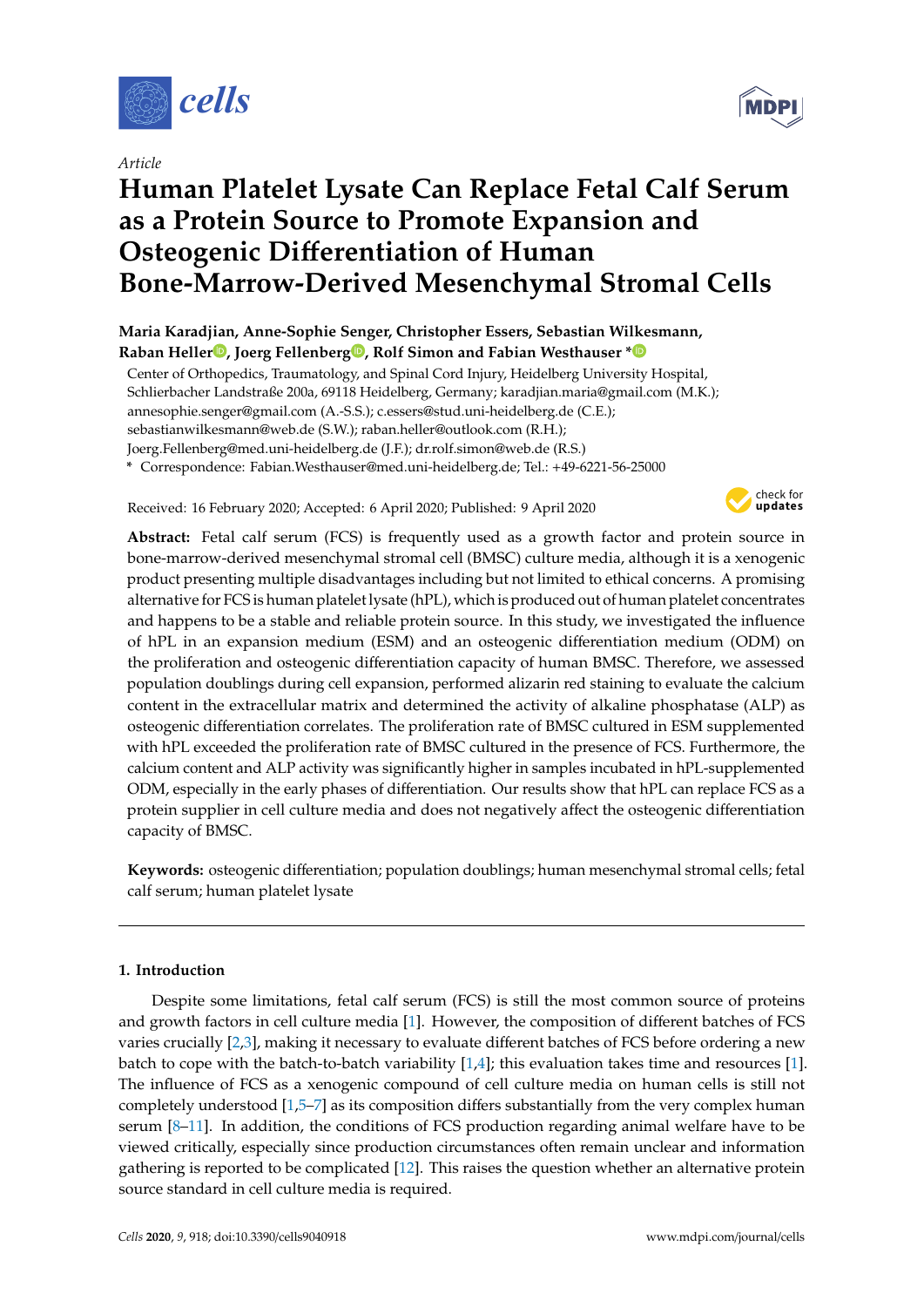*Article*

# Human Platelet Lysate Can Replace Fetal Calf Serum as a Protein Source to Promote Expansion and Osteogenic Differentiation of Human Bone-Marrow-Derived Mesenchymal Stromal Cells

**Maria Karadjian, Anne-Sophie Senger, Christopher Essers, Sebastian Wilkesmann, Raban Heller, Joerg Fellenberg, Rolf Simon and Fabian Westhauser ***

Center of Orthopedics, Traumatology, and Spinal Cord Injury, Heidelberg University Hospital, Schlierbacher Landstraße 200a, 69118 Heidelberg, Germany; karadjian.maria@gmail.com (M.K.); annesophie.senger@gmail.com (A.-S.S.); c.essers@stud.uni-heidelberg.de (C.E.); sebastianwilkesmann@web.de (S.W.); raban.heller@outlook.com (R.H.); Joerg.Fellenberg@med.uni-heidelberg.de (J.F.); dr.rolf.simon@web.de (R.S.)

* Correspondence: Fabian.Westhauser@med.uni-heidelberg.de; Tel.: +49-6221-56-25000

Received: 16 February 2020; Accepted: 6 April 2020; Published: 9 April 2020

**Abstract:** Fetal calf serum (FCS) is frequently used as a growth factor and protein source in bone-marrow-derived mesenchymal stromal cell (BMSC) culture media, although it is a xenogenic product presenting multiple disadvantages including but not limited to ethical concerns. A promising alternative for FCS is human platelet lysate (hPL), which is produced out of human platelet concentrates and happens to be a stable and reliable protein source. In this study, we investigated the influence of hPL in an expansion medium (ESM) and an osteogenic differentiation medium (ODM) on the proliferation and osteogenic differentiation capacity of human BMSC. Therefore, we assessed population doublings during cell expansion, performed alizarin red staining to evaluate the calcium content in the extracellular matrix and determined the activity of alkaline phosphatase (ALP) as osteogenic differentiation correlates. The proliferation rate of BMSC cultured in ESM supplemented with hPL exceeded the proliferation rate of BMSC cultured in the presence of FCS. Furthermore, the calcium content and ALP activity was significantly higher in samples incubated in hPL-supplemented ODM, especially in the early phases of differentiation. Our results show that hPL can replace FCS as a protein supplier in cell culture media and does not negatively affect the osteogenic differentiation capacity of BMSC.

**Keywords:** osteogenic differentiation; population doublings; human mesenchymal stromal cells; fetal calf serum; human platelet lysate

## 1. Introduction

Despite some limitations, fetal calf serum (FCS) is still the most common source of proteins and growth factors in cell culture media [1]. However, the composition of different batches of FCS varies crucially [2,3], making it necessary to evaluate different batches of FCS before ordering a new batch to cope with the batch-to-batch variability [1,4]; this evaluation takes time and resources [1]. The influence of FCS as a xenogenic compound of cell culture media on human cells is still not completely understood [1,5–7] as its composition differs substantially from the very complex human serum [8–11]. In addition, the conditions of FCS production regarding animal welfare have to be viewed critically, especially since production circumstances often remain unclear and information gathering is reported to be complicated [12]. This raises the question whether an alternative protein source standard in cell culture media is required.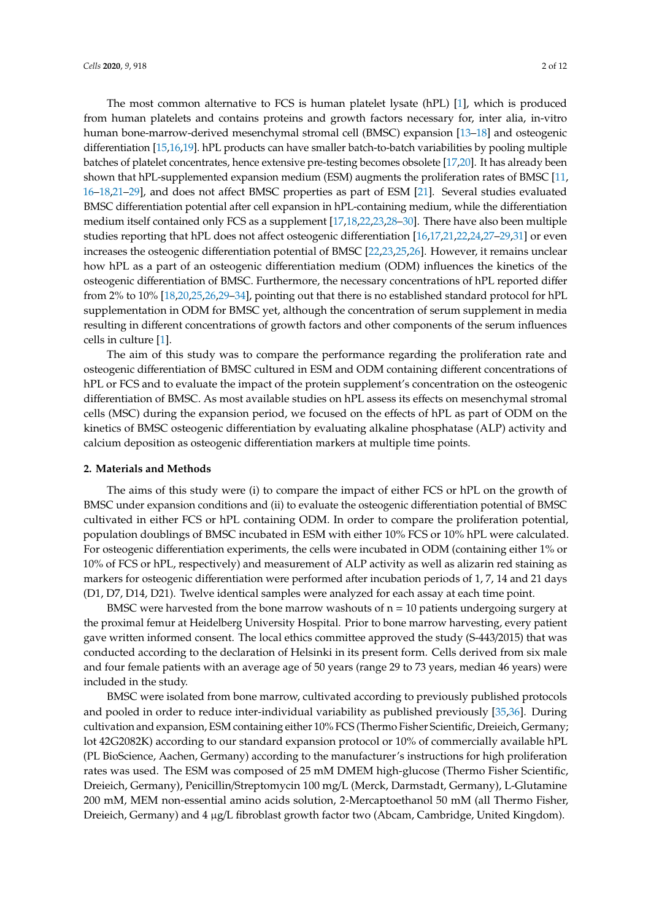The most common alternative to FCS is human platelet lysate (hPL) [1], which is produced from human platelets and contains proteins and growth factors necessary for, inter alia, in-vitro human bone-marrow-derived mesenchymal stromal cell (BMSC) expansion [13–18] and osteogenic differentiation [15,16,19]. hPL products can have smaller batch-to-batch variabilities by pooling multiple batches of platelet concentrates, hence extensive pre-testing becomes obsolete [17,20]. It has already been shown that hPL-supplemented expansion medium (ESM) augments the proliferation rates of BMSC [11, 16–18,21–29], and does not affect BMSC properties as part of ESM [21]. Several studies evaluated BMSC differentiation potential after cell expansion in hPL-containing medium, while the differentiation medium itself contained only FCS as a supplement [17,18,22,23,28–30]. There have also been multiple studies reporting that hPL does not affect osteogenic differentiation [16,17,21,22,24,27–29,31] or even increases the osteogenic differentiation potential of BMSC [22,23,25,26]. However, it remains unclear how hPL as a part of an osteogenic differentiation medium (ODM) influences the kinetics of the osteogenic differentiation of BMSC. Furthermore, the necessary concentrations of hPL reported differ from 2% to 10% [18,20,25,26,29–34], pointing out that there is no established standard protocol for hPL supplementation in ODM for BMSC yet, although the concentration of serum supplement in media resulting in different concentrations of growth factors and other components of the serum influences cells in culture [1].

The aim of this study was to compare the performance regarding the proliferation rate and osteogenic differentiation of BMSC cultured in ESM and ODM containing different concentrations of hPL or FCS and to evaluate the impact of the protein supplement's concentration on the osteogenic differentiation of BMSC. As most available studies on hPL assess its effects on mesenchymal stromal cells (MSC) during the expansion period, we focused on the effects of hPL as part of ODM on the kinetics of BMSC osteogenic differentiation by evaluating alkaline phosphatase (ALP) activity and calcium deposition as osteogenic differentiation markers at multiple time points.

## 2. Materials and Methods

The aims of this study were (i) to compare the impact of either FCS or hPL on the growth of BMSC under expansion conditions and (ii) to evaluate the osteogenic differentiation potential of BMSC cultivated in either FCS or hPL containing ODM. In order to compare the proliferation potential, population doublings of BMSC incubated in ESM with either 10% FCS or 10% hPL were calculated. For osteogenic differentiation experiments, the cells were incubated in ODM (containing either 1% or 10% of FCS or hPL, respectively) and measurement of ALP activity as well as alizarin red staining as markers for osteogenic differentiation were performed after incubation periods of 1, 7, 14 and 21 days (D1, D7, D14, D21). Twelve identical samples were analyzed for each assay at each time point.

BMSC were harvested from the bone marrow washouts of n = 10 patients undergoing surgery at the proximal femur at Heidelberg University Hospital. Prior to bone marrow harvesting, every patient gave written informed consent. The local ethics committee approved the study (S-443/2015) that was conducted according to the declaration of Helsinki in its present form. Cells derived from six male and four female patients with an average age of 50 years (range 29 to 73 years, median 46 years) were included in the study.

BMSC were isolated from bone marrow, cultivated according to previously published protocols and pooled in order to reduce inter-individual variability as published previously [35,36]. During cultivation and expansion, ESM containing either 10% FCS (Thermo Fisher Scientific, Dreieich, Germany; lot 42G2082K) according to our standard expansion protocol or 10% of commercially available hPL (PL BioScience, Aachen, Germany) according to the manufacturer's instructions for high proliferation rates was used. The ESM was composed of 25 mM DMEM high-glucose (Thermo Fisher Scientific, Dreieich, Germany), Penicillin/Streptomycin 100 mg/L (Merck, Darmstadt, Germany), L-Glutamine 200 mM, MEM non-essential amino acids solution, 2-Mercaptoethanol 50 mM (all Thermo Fisher, Dreieich, Germany) and 4 μg/L fibroblast growth factor two (Abcam, Cambridge, United Kingdom).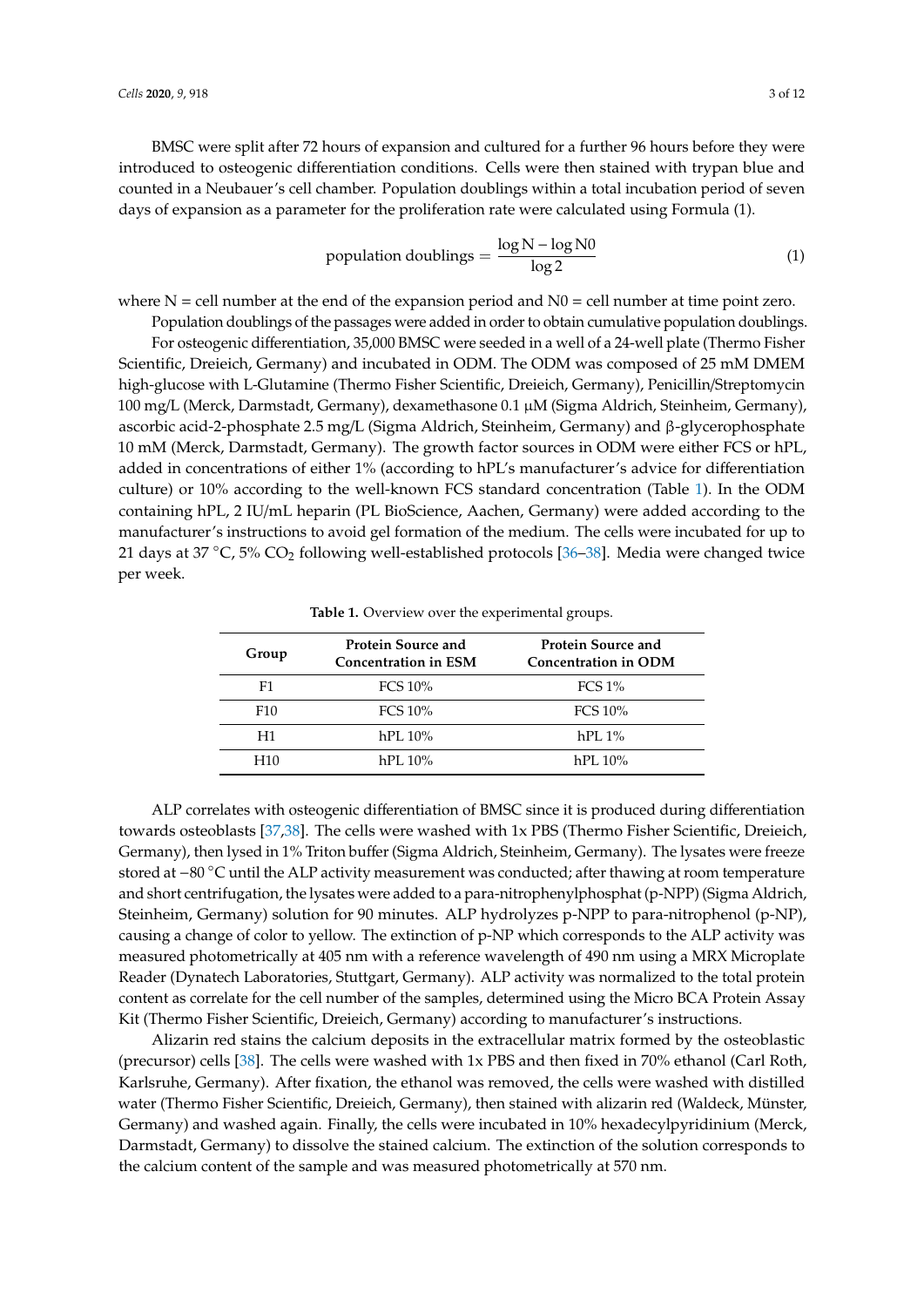BMSC were split after 72 hours of expansion and cultured for a further 96 hours before they were introduced to osteogenic differentiation conditions. Cells were then stained with trypan blue and counted in a Neubauer's cell chamber. Population doublings within a total incubation period of seven days of expansion as a parameter for the proliferation rate were calculated using Formula (1).

$$\text{population doublings} = \frac{\log \text{N} - \log \text{N0}}{\log 2} \tag{1}$$

where N = cell number at the end of the expansion period and N0 = cell number at time point zero.

Population doublings of the passages were added in order to obtain cumulative population doublings.

For osteogenic differentiation, 35,000 BMSC were seeded in a well of a 24-well plate (Thermo Fisher Scientific, Dreieich, Germany) and incubated in ODM. The ODM was composed of 25 mM DMEM high-glucose with L-Glutamine (Thermo Fisher Scientific, Dreieich, Germany), Penicillin/Streptomycin 100 mg/L (Merck, Darmstadt, Germany), dexamethasone 0.1 µM (Sigma Aldrich, Steinheim, Germany), ascorbic acid-2-phosphate 2.5 mg/L (Sigma Aldrich, Steinheim, Germany) and β-glycerophosphate 10 mM (Merck, Darmstadt, Germany). The growth factor sources in ODM were either FCS or hPL, added in concentrations of either 1% (according to hPL's manufacturer's advice for differentiation culture) or 10% according to the well-known FCS standard concentration (Table 1). In the ODM containing hPL, 2 IU/mL heparin (PL BioScience, Aachen, Germany) were added according to the manufacturer's instructions to avoid gel formation of the medium. The cells were incubated for up to 21 days at 37 °C, 5% $CO_2$ following well-established protocols [36–38]. Media were changed twice per week.

**Table 1.** Overview over the experimental groups.

| Group | Protein Source and Concentration in ESM | Protein Source and Concentration in ODM |
|---|---|---|
| F1 | FCS 10% | FCS 1% |
| F10 | FCS 10% | FCS 10% |
| H1 | hPL 10% | hPL 1% |
| H10 | hPL 10% | hPL 10% |

ALP correlates with osteogenic differentiation of BMSC since it is produced during differentiation towards osteoblasts [37,38]. The cells were washed with 1x PBS (Thermo Fisher Scientific, Dreieich, Germany), then lysed in 1% Triton buffer (Sigma Aldrich, Steinheim, Germany). The lysates were freeze stored at −80 °C until the ALP activity measurement was conducted; after thawing at room temperature and short centrifugation, the lysates were added to a para-nitrophenylphosphat (p-NPP) (Sigma Aldrich, Steinheim, Germany) solution for 90 minutes. ALP hydrolyzes p-NPP to para-nitrophenol (p-NP), causing a change of color to yellow. The extinction of p-NP which corresponds to the ALP activity was measured photometrically at 405 nm with a reference wavelength of 490 nm using a MRX Microplate Reader (Dynatech Laboratories, Stuttgart, Germany). ALP activity was normalized to the total protein content as correlate for the cell number of the samples, determined using the Micro BCA Protein Assay Kit (Thermo Fisher Scientific, Dreieich, Germany) according to manufacturer's instructions.

Alizarin red stains the calcium deposits in the extracellular matrix formed by the osteoblastic (precursor) cells [38]. The cells were washed with 1x PBS and then fixed in 70% ethanol (Carl Roth, Karlsruhe, Germany). After fixation, the ethanol was removed, the cells were washed with distilled water (Thermo Fisher Scientific, Dreieich, Germany), then stained with alizarin red (Waldeck, Münster, Germany) and washed again. Finally, the cells were incubated in 10% hexadecylpyridinium (Merck, Darmstadt, Germany) to dissolve the stained calcium. The extinction of the solution corresponds to the calcium content of the sample and was measured photometrically at 570 nm.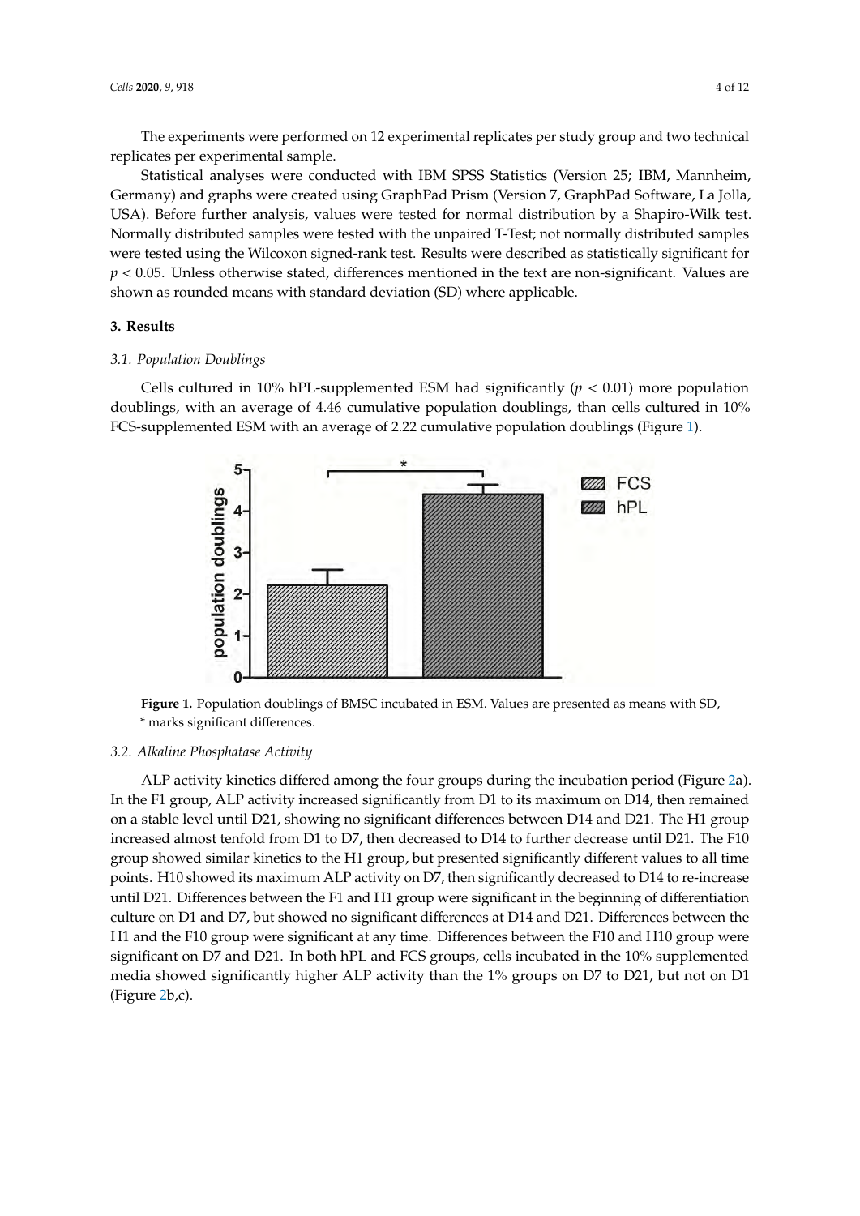The experiments were performed on 12 experimental replicates per study group and two technical replicates per experimental sample.

Statistical analyses were conducted with IBM SPSS Statistics (Version 25; IBM, Mannheim, Germany) and graphs were created using GraphPad Prism (Version 7, GraphPad Software, La Jolla, USA). Before further analysis, values were tested for normal distribution by a Shapiro-Wilk test. Normally distributed samples were tested with the unpaired T-Test; not normally distributed samples were tested using the Wilcoxon signed-rank test. Results were described as statistically significant for $p < 0.05$. Unless otherwise stated, differences mentioned in the text are non-significant. Values are shown as rounded means with standard deviation (SD) where applicable.

## 3. Results

### 3.1. Population Doublings

Cells cultured in 10% hPL-supplemented ESM had significantly ($p < 0.01$) more population doublings, with an average of 4.46 cumulative population doublings, than cells cultured in 10% FCS-supplemented ESM with an average of 2.22 cumulative population doublings (Figure 1).

**Figure 1.** Population doublings of BMSC incubated in ESM. Values are presented as means with SD, * marks significant differences.

### 3.2. Alkaline Phosphatase Activity

ALP activity kinetics differed among the four groups during the incubation period (Figure 2a). In the F1 group, ALP activity increased significantly from D1 to its maximum on D14, then remained on a stable level until D21, showing no significant differences between D14 and D21. The H1 group increased almost tenfold from D1 to D7, then decreased to D14 to further decrease until D21. The F10 group showed similar kinetics to the H1 group, but presented significantly different values to all time points. H10 showed its maximum ALP activity on D7, then significantly decreased to D14 to re-increase until D21. Differences between the F1 and H1 group were significant in the beginning of differentiation culture on D1 and D7, but showed no significant differences at D14 and D21. Differences between the H1 and the F10 group were significant at any time. Differences between the F10 and H10 group were significant on D7 and D21. In both hPL and FCS groups, cells incubated in the 10% supplemented media showed significantly higher ALP activity than the 1% groups on D7 to D21, but not on D1 (Figure 2b,c).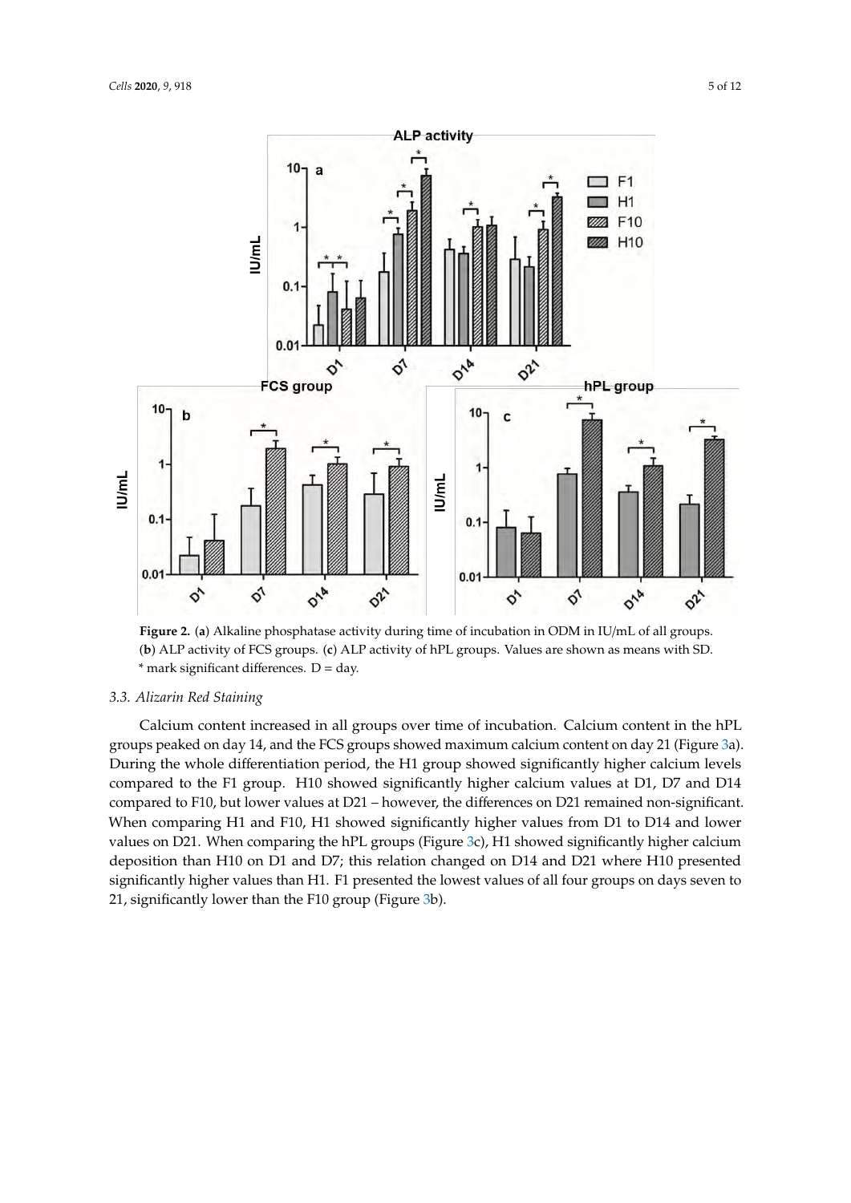**Figure 2.** (**a**) Alkaline phosphatase activity during time of incubation in ODM in IU/mL of all groups. (**b**) ALP activity of FCS groups. (**c**) ALP activity of hPL groups. Values are shown as means with SD. * mark significant differences. D = day.

### *3.3. Alizarin Red Staining*

Calcium content increased in all groups over time of incubation. Calcium content in the hPL groups peaked on day 14, and the FCS groups showed maximum calcium content on day 21 (Figure 3a). During the whole differentiation period, the H1 group showed significantly higher calcium levels compared to the F1 group. H10 showed significantly higher calcium values at D1, D7 and D14 compared to F10, but lower values at D21 – however, the differences on D21 remained non-significant. When comparing H1 and F10, H1 showed significantly higher values from D1 to D14 and lower values on D21. When comparing the hPL groups (Figure 3c), H1 showed significantly higher calcium deposition than H10 on D1 and D7; this relation changed on D14 and D21 where H10 presented significantly higher values than H1. F1 presented the lowest values of all four groups on days seven to 21, significantly lower than the F10 group (Figure 3b).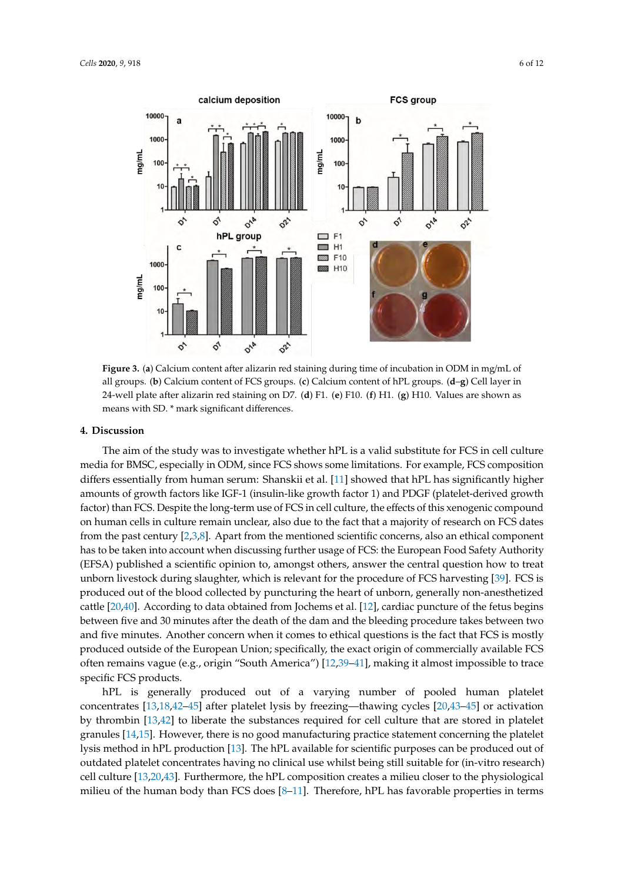**Figure 3.** (**a**) Calcium content after alizarin red staining during time of incubation in ODM in mg/mL of all groups. (**b**) Calcium content of FCS groups. (**c**) Calcium content of hPL groups. (**d**–**g**) Cell layer in 24-well plate after alizarin red staining on D7. (**d**) F1. (**e**) F10. (**f**) H1. (**g**) H10. Values are shown as means with SD. * mark significant differences.

## 4. Discussion

The aim of the study was to investigate whether hPL is a valid substitute for FCS in cell culture media for BMSC, especially in ODM, since FCS shows some limitations. For example, FCS composition differs essentially from human serum: Shanskii et al. [11] showed that hPL has significantly higher amounts of growth factors like IGF-1 (insulin-like growth factor 1) and PDGF (platelet-derived growth factor) than FCS. Despite the long-term use of FCS in cell culture, the effects of this xenogenic compound on human cells in culture remain unclear, also due to the fact that a majority of research on FCS dates from the past century [2,3,8]. Apart from the mentioned scientific concerns, also an ethical component has to be taken into account when discussing further usage of FCS: the European Food Safety Authority (EFSA) published a scientific opinion to, amongst others, answer the central question how to treat unborn livestock during slaughter, which is relevant for the procedure of FCS harvesting [39]. FCS is produced out of the blood collected by puncturing the heart of unborn, generally non-anesthetized cattle [20,40]. According to data obtained from Jochems et al. [12], cardiac puncture of the fetus begins between five and 30 minutes after the death of the dam and the bleeding procedure takes between two and five minutes. Another concern when it comes to ethical questions is the fact that FCS is mostly produced outside of the European Union; specifically, the exact origin of commercially available FCS often remains vague (e.g., origin "South America") [12,39–41], making it almost impossible to trace specific FCS products.

hPL is generally produced out of a varying number of pooled human platelet concentrates [13,18,42–45] after platelet lysis by freezing—thawing cycles [20,43–45] or activation by thrombin [13,42] to liberate the substances required for cell culture that are stored in platelet granules [14,15]. However, there is no good manufacturing practice statement concerning the platelet lysis method in hPL production [13]. The hPL available for scientific purposes can be produced out of outdated platelet concentrates having no clinical use whilst being still suitable for (in-vitro research) cell culture [13,20,43]. Furthermore, the hPL composition creates a milieu closer to the physiological milieu of the human body than FCS does [8–11]. Therefore, hPL has favorable properties in terms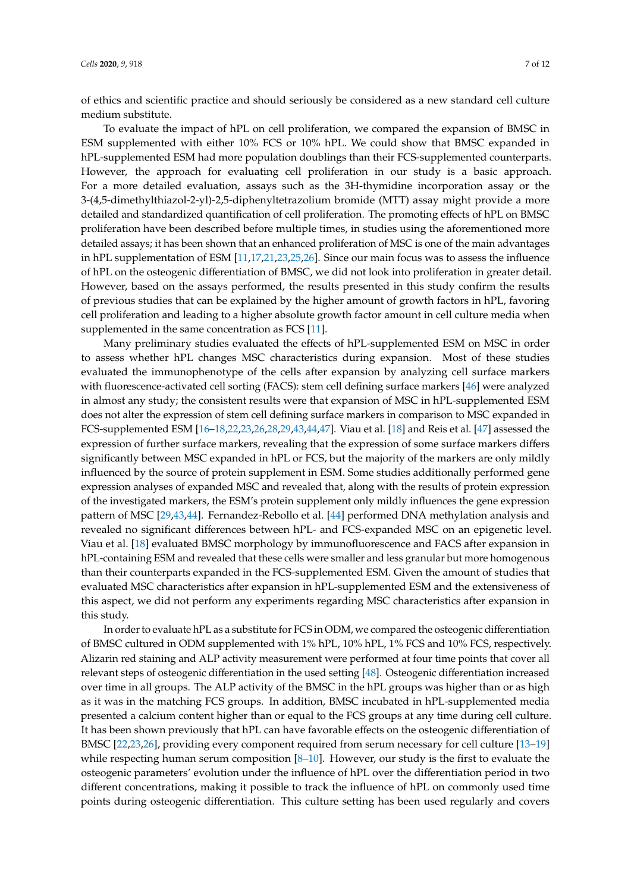of ethics and scientific practice and should seriously be considered as a new standard cell culture medium substitute.

To evaluate the impact of hPL on cell proliferation, we compared the expansion of BMSC in ESM supplemented with either 10% FCS or 10% hPL. We could show that BMSC expanded in hPL-supplemented ESM had more population doublings than their FCS-supplemented counterparts. However, the approach for evaluating cell proliferation in our study is a basic approach. For a more detailed evaluation, assays such as the 3H-thymidine incorporation assay or the 3-(4,5-dimethylthiazol-2-yl)-2,5-diphenyltetrazolium bromide (MTT) assay might provide a more detailed and standardized quantification of cell proliferation. The promoting effects of hPL on BMSC proliferation have been described before multiple times, in studies using the aforementioned more detailed assays; it has been shown that an enhanced proliferation of MSC is one of the main advantages in hPL supplementation of ESM [11,17,21,23,25,26]. Since our main focus was to assess the influence of hPL on the osteogenic differentiation of BMSC, we did not look into proliferation in greater detail. However, based on the assays performed, the results presented in this study confirm the results of previous studies that can be explained by the higher amount of growth factors in hPL, favoring cell proliferation and leading to a higher absolute growth factor amount in cell culture media when supplemented in the same concentration as FCS [11].

Many preliminary studies evaluated the effects of hPL-supplemented ESM on MSC in order to assess whether hPL changes MSC characteristics during expansion. Most of these studies evaluated the immunophenotype of the cells after expansion by analyzing cell surface markers with fluorescence-activated cell sorting (FACS): stem cell defining surface markers [46] were analyzed in almost any study; the consistent results were that expansion of MSC in hPL-supplemented ESM does not alter the expression of stem cell defining surface markers in comparison to MSC expanded in FCS-supplemented ESM [16–18,22,23,26,28,29,43,44,47]. Viau et al. [18] and Reis et al. [47] assessed the expression of further surface markers, revealing that the expression of some surface markers differs significantly between MSC expanded in hPL or FCS, but the majority of the markers are only mildly influenced by the source of protein supplement in ESM. Some studies additionally performed gene expression analyses of expanded MSC and revealed that, along with the results of protein expression of the investigated markers, the ESM's protein supplement only mildly influences the gene expression pattern of MSC [29,43,44]. Fernandez-Rebollo et al. [44] performed DNA methylation analysis and revealed no significant differences between hPL- and FCS-expanded MSC on an epigenetic level. Viau et al. [18] evaluated BMSC morphology by immunofluorescence and FACS after expansion in hPL-containing ESM and revealed that these cells were smaller and less granular but more homogenous than their counterparts expanded in the FCS-supplemented ESM. Given the amount of studies that evaluated MSC characteristics after expansion in hPL-supplemented ESM and the extensiveness of this aspect, we did not perform any experiments regarding MSC characteristics after expansion in this study.

In order to evaluate hPL as a substitute for FCS in ODM, we compared the osteogenic differentiation of BMSC cultured in ODM supplemented with 1% hPL, 10% hPL, 1% FCS and 10% FCS, respectively. Alizarin red staining and ALP activity measurement were performed at four time points that cover all relevant steps of osteogenic differentiation in the used setting [48]. Osteogenic differentiation increased over time in all groups. The ALP activity of the BMSC in the hPL groups was higher than or as high as it was in the matching FCS groups. In addition, BMSC incubated in hPL-supplemented media presented a calcium content higher than or equal to the FCS groups at any time during cell culture. It has been shown previously that hPL can have favorable effects on the osteogenic differentiation of BMSC [22,23,26], providing every component required from serum necessary for cell culture [13–19] while respecting human serum composition [8–10]. However, our study is the first to evaluate the osteogenic parameters' evolution under the influence of hPL over the differentiation period in two different concentrations, making it possible to track the influence of hPL on commonly used time points during osteogenic differentiation. This culture setting has been used regularly and covers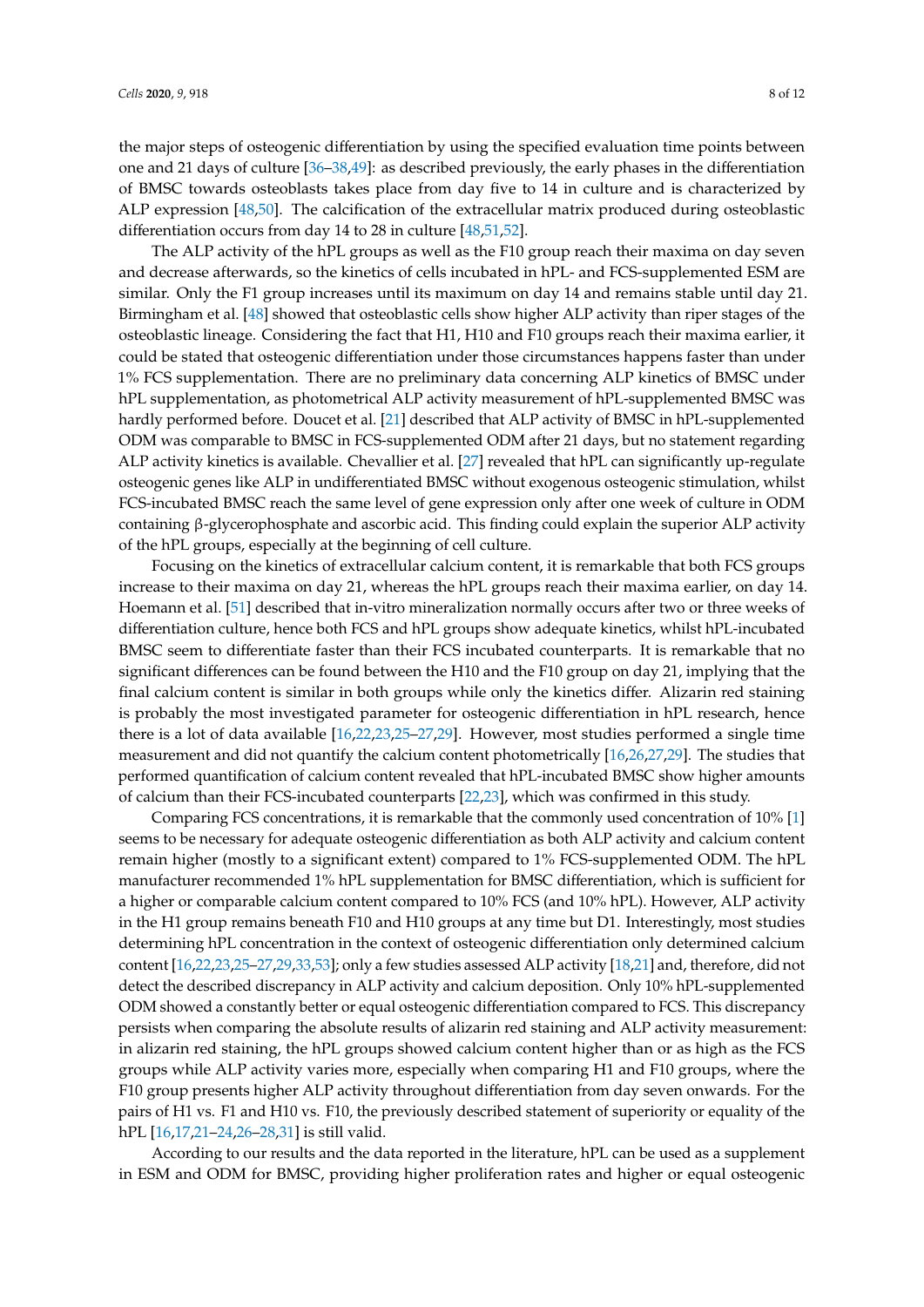the major steps of osteogenic differentiation by using the specified evaluation time points between one and 21 days of culture [36–38,49]: as described previously, the early phases in the differentiation of BMSC towards osteoblasts takes place from day five to 14 in culture and is characterized by ALP expression [48,50]. The calcification of the extracellular matrix produced during osteoblastic differentiation occurs from day 14 to 28 in culture [48,51,52].

The ALP activity of the hPL groups as well as the F10 group reach their maxima on day seven and decrease afterwards, so the kinetics of cells incubated in hPL- and FCS-supplemented ESM are similar. Only the F1 group increases until its maximum on day 14 and remains stable until day 21. Birmingham et al. [48] showed that osteoblastic cells show higher ALP activity than riper stages of the osteoblastic lineage. Considering the fact that H1, H10 and F10 groups reach their maxima earlier, it could be stated that osteogenic differentiation under those circumstances happens faster than under 1% FCS supplementation. There are no preliminary data concerning ALP kinetics of BMSC under hPL supplementation, as photometrical ALP activity measurement of hPL-supplemented BMSC was hardly performed before. Doucet et al. [21] described that ALP activity of BMSC in hPL-supplemented ODM was comparable to BMSC in FCS-supplemented ODM after 21 days, but no statement regarding ALP activity kinetics is available. Chevallier et al. [27] revealed that hPL can significantly up-regulate osteogenic genes like ALP in undifferentiated BMSC without exogenous osteogenic stimulation, whilst FCS-incubated BMSC reach the same level of gene expression only after one week of culture in ODM containing β-glycerophosphate and ascorbic acid. This finding could explain the superior ALP activity of the hPL groups, especially at the beginning of cell culture.

Focusing on the kinetics of extracellular calcium content, it is remarkable that both FCS groups increase to their maxima on day 21, whereas the hPL groups reach their maxima earlier, on day 14. Hoemann et al. [51] described that in-vitro mineralization normally occurs after two or three weeks of differentiation culture, hence both FCS and hPL groups show adequate kinetics, whilst hPL-incubated BMSC seem to differentiate faster than their FCS incubated counterparts. It is remarkable that no significant differences can be found between the H10 and the F10 group on day 21, implying that the final calcium content is similar in both groups while only the kinetics differ. Alizarin red staining is probably the most investigated parameter for osteogenic differentiation in hPL research, hence there is a lot of data available [16,22,23,25–27,29]. However, most studies performed a single time measurement and did not quantify the calcium content photometrically [16,26,27,29]. The studies that performed quantification of calcium content revealed that hPL-incubated BMSC show higher amounts of calcium than their FCS-incubated counterparts [22,23], which was confirmed in this study.

Comparing FCS concentrations, it is remarkable that the commonly used concentration of 10% [1] seems to be necessary for adequate osteogenic differentiation as both ALP activity and calcium content remain higher (mostly to a significant extent) compared to 1% FCS-supplemented ODM. The hPL manufacturer recommended 1% hPL supplementation for BMSC differentiation, which is sufficient for a higher or comparable calcium content compared to 10% FCS (and 10% hPL). However, ALP activity in the H1 group remains beneath F10 and H10 groups at any time but D1. Interestingly, most studies determining hPL concentration in the context of osteogenic differentiation only determined calcium content [16,22,23,25–27,29,33,53]; only a few studies assessed ALP activity [18,21] and, therefore, did not detect the described discrepancy in ALP activity and calcium deposition. Only 10% hPL-supplemented ODM showed a constantly better or equal osteogenic differentiation compared to FCS. This discrepancy persists when comparing the absolute results of alizarin red staining and ALP activity measurement: in alizarin red staining, the hPL groups showed calcium content higher than or as high as the FCS groups while ALP activity varies more, especially when comparing H1 and F10 groups, where the F10 group presents higher ALP activity throughout differentiation from day seven onwards. For the pairs of H1 vs. F1 and H10 vs. F10, the previously described statement of superiority or equality of the hPL [16,17,21–24,26–28,31] is still valid.

According to our results and the data reported in the literature, hPL can be used as a supplement in ESM and ODM for BMSC, providing higher proliferation rates and higher or equal osteogenic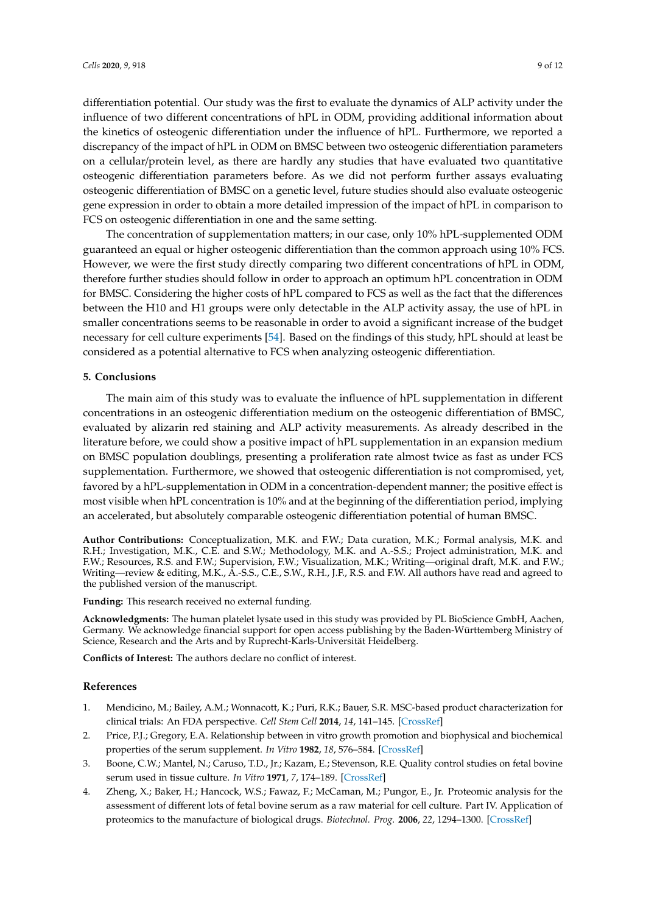differentiation potential. Our study was the first to evaluate the dynamics of ALP activity under the influence of two different concentrations of hPL in ODM, providing additional information about the kinetics of osteogenic differentiation under the influence of hPL. Furthermore, we reported a discrepancy of the impact of hPL in ODM on BMSC between two osteogenic differentiation parameters on a cellular/protein level, as there are hardly any studies that have evaluated two quantitative osteogenic differentiation parameters before. As we did not perform further assays evaluating osteogenic differentiation of BMSC on a genetic level, future studies should also evaluate osteogenic gene expression in order to obtain a more detailed impression of the impact of hPL in comparison to FCS on osteogenic differentiation in one and the same setting.

The concentration of supplementation matters; in our case, only 10% hPL-supplemented ODM guaranteed an equal or higher osteogenic differentiation than the common approach using 10% FCS. However, we were the first study directly comparing two different concentrations of hPL in ODM, therefore further studies should follow in order to approach an optimum hPL concentration in ODM for BMSC. Considering the higher costs of hPL compared to FCS as well as the fact that the differences between the H10 and H1 groups were only detectable in the ALP activity assay, the use of hPL in smaller concentrations seems to be reasonable in order to avoid a significant increase of the budget necessary for cell culture experiments [54]. Based on the findings of this study, hPL should at least be considered as a potential alternative to FCS when analyzing osteogenic differentiation.

## 5. Conclusions

The main aim of this study was to evaluate the influence of hPL supplementation in different concentrations in an osteogenic differentiation medium on the osteogenic differentiation of BMSC, evaluated by alizarin red staining and ALP activity measurements. As already described in the literature before, we could show a positive impact of hPL supplementation in an expansion medium on BMSC population doublings, presenting a proliferation rate almost twice as fast as under FCS supplementation. Furthermore, we showed that osteogenic differentiation is not compromised, yet, favored by a hPL-supplementation in ODM in a concentration-dependent manner; the positive effect is most visible when hPL concentration is 10% and at the beginning of the differentiation period, implying an accelerated, but absolutely comparable osteogenic differentiation potential of human BMSC.

**Author Contributions:** Conceptualization, M.K. and F.W.; Data curation, M.K.; Formal analysis, M.K. and R.H.; Investigation, M.K., C.E. and S.W.; Methodology, M.K. and A.-S.S.; Project administration, M.K. and F.W.; Resources, R.S. and F.W.; Supervision, F.W.; Visualization, M.K.; Writing—original draft, M.K. and F.W.; Writing—review & editing, M.K., A.-S.S., C.E., S.W., R.H., J.F., R.S. and F.W. All authors have read and agreed to the published version of the manuscript.

**Funding:** This research received no external funding.

**Acknowledgments:** The human platelet lysate used in this study was provided by PL BioScience GmbH, Aachen, Germany. We acknowledge financial support for open access publishing by the Baden-Württemberg Ministry of Science, Research and the Arts and by Ruprecht-Karls-Universität Heidelberg.

**Conflicts of Interest:** The authors declare no conflict of interest.

## References

1. Mendicino, M.; Bailey, A.M.; Wonnacott, K.; Puri, R.K.; Bauer, S.R. MSC-based product characterization for clinical trials: An FDA perspective. *Cell Stem Cell* **2014**, *14*, 141–145. [CrossRef]
2. Price, P.J.; Gregory, E.A. Relationship between in vitro growth promotion and biophysical and biochemical properties of the serum supplement. *In Vitro* **1982**, *18*, 576–584. [CrossRef]
3. Boone, C.W.; Mantel, N.; Caruso, T.D., Jr.; Kazam, E.; Stevenson, R.E. Quality control studies on fetal bovine serum used in tissue culture. *In Vitro* **1971**, *7*, 174–189. [CrossRef]
4. Zheng, X.; Baker, H.; Hancock, W.S.; Fawaz, F.; McCaman, M.; Pungor, E., Jr. Proteomic analysis for the assessment of different lots of fetal bovine serum as a raw material for cell culture. Part IV. Application of proteomics to the manufacture of biological drugs. *Biotechnol. Prog.* **2006**, *22*, 1294–1300. [CrossRef]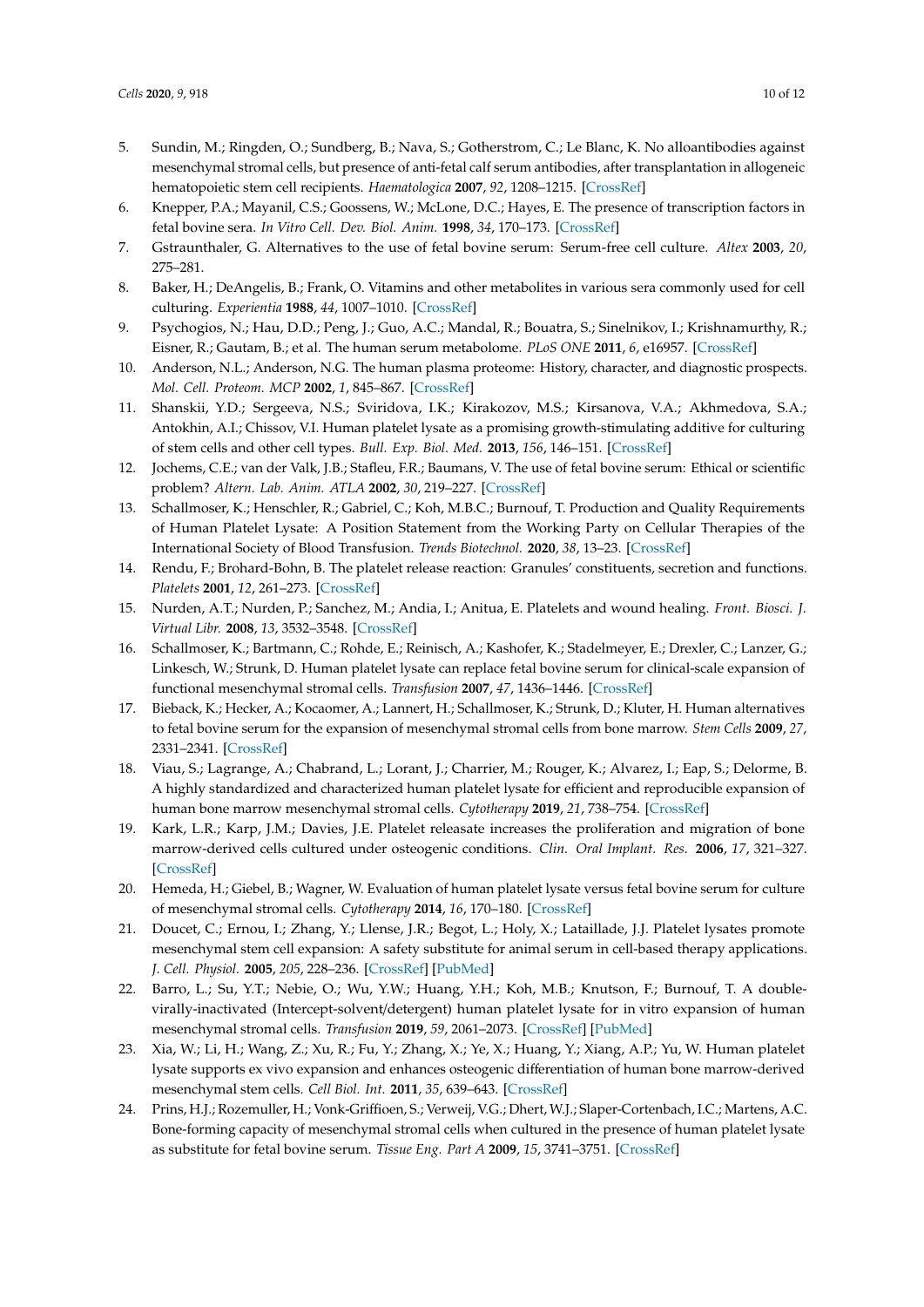5. Sundin, M.; Ringden, O.; Sundberg, B.; Nava, S.; Gotherstrom, C.; Le Blanc, K. No alloantibodies against mesenchymal stromal cells, but presence of anti-fetal calf serum antibodies, after transplantation in allogeneic hematopoietic stem cell recipients. *Haematologica* **2007**, *92*, 1208–1215. [CrossRef]
6. Knepper, P.A.; Mayanil, C.S.; Goossens, W.; McLone, D.C.; Hayes, E. The presence of transcription factors in fetal bovine sera. *In Vitro Cell. Dev. Biol. Anim.* **1998**, *34*, 170–173. [CrossRef]
7. Gstraunthaler, G. Alternatives to the use of fetal bovine serum: Serum-free cell culture. *Altex* **2003**, *20*, 275–281.
8. Baker, H.; DeAngelis, B.; Frank, O. Vitamins and other metabolites in various sera commonly used for cell culturing. *Experientia* **1988**, *44*, 1007–1010. [CrossRef]
9. Psychogios, N.; Hau, D.D.; Peng, J.; Guo, A.C.; Mandal, R.; Bouatra, S.; Sinelnikov, I.; Krishnamurthy, R.; Eisner, R.; Gautam, B.; et al. The human serum metabolome. *PLoS ONE* **2011**, *6*, e16957. [CrossRef]
10. Anderson, N.L.; Anderson, N.G. The human plasma proteome: History, character, and diagnostic prospects. *Mol. Cell. Proteom. MCP* **2002**, *1*, 845–867. [CrossRef]
11. Shanskii, Y.D.; Sergeeva, N.S.; Sviridova, I.K.; Kirakozov, M.S.; Kirsanova, V.A.; Akhmedova, S.A.; Antokhin, A.I.; Chissov, V.I. Human platelet lysate as a promising growth-stimulating additive for culturing of stem cells and other cell types. *Bull. Exp. Biol. Med.* **2013**, *156*, 146–151. [CrossRef]
12. Jochems, C.E.; van der Valk, J.B.; Stafleu, F.R.; Baumans, V. The use of fetal bovine serum: Ethical or scientific problem? *Altern. Lab. Anim. ATLA* **2002**, *30*, 219–227. [CrossRef]
13. Schallmoser, K.; Henschler, R.; Gabriel, C.; Koh, M.B.C.; Burnouf, T. Production and Quality Requirements of Human Platelet Lysate: A Position Statement from the Working Party on Cellular Therapies of the International Society of Blood Transfusion. *Trends Biotechnol.* **2020**, *38*, 13–23. [CrossRef]
14. Rendu, F.; Brohard-Bohn, B. The platelet release reaction: Granules' constituents, secretion and functions. *Platelets* **2001**, *12*, 261–273. [CrossRef]
15. Nurden, A.T.; Nurden, P.; Sanchez, M.; Andia, I.; Anitua, E. Platelets and wound healing. *Front. Biosci. J. Virtual Libr.* **2008**, *13*, 3532–3548. [CrossRef]
16. Schallmoser, K.; Bartmann, C.; Rohde, E.; Reinisch, A.; Kashofer, K.; Stadelmeyer, E.; Drexler, C.; Lanzer, G.; Linkesch, W.; Strunk, D. Human platelet lysate can replace fetal bovine serum for clinical-scale expansion of functional mesenchymal stromal cells. *Transfusion* **2007**, *47*, 1436–1446. [CrossRef]
17. Bieback, K.; Hecker, A.; Kocaomer, A.; Lannert, H.; Schallmoser, K.; Strunk, D.; Kluter, H. Human alternatives to fetal bovine serum for the expansion of mesenchymal stromal cells from bone marrow. *Stem Cells* **2009**, *27*, 2331–2341. [CrossRef]
18. Viau, S.; Lagrange, A.; Chabrand, L.; Lorant, J.; Charrier, M.; Rouger, K.; Alvarez, I.; Eap, S.; Delorme, B. A highly standardized and characterized human platelet lysate for efficient and reproducible expansion of human bone marrow mesenchymal stromal cells. *Cytotherapy* **2019**, *21*, 738–754. [CrossRef]
19. Kark, L.R.; Karp, J.M.; Davies, J.E. Platelet releasate increases the proliferation and migration of bone marrow-derived cells cultured under osteogenic conditions. *Clin. Oral Implant. Res.* **2006**, *17*, 321–327. [CrossRef]
20. Hemeda, H.; Giebel, B.; Wagner, W. Evaluation of human platelet lysate versus fetal bovine serum for culture of mesenchymal stromal cells. *Cytotherapy* **2014**, *16*, 170–180. [CrossRef]
21. Doucet, C.; Ernou, I.; Zhang, Y.; Llense, J.R.; Begot, L.; Holy, X.; Lataillade, J.J. Platelet lysates promote mesenchymal stem cell expansion: A safety substitute for animal serum in cell-based therapy applications. *J. Cell. Physiol.* **2005**, *205*, 228–236. [CrossRef] [PubMed]
22. Barro, L.; Su, Y.T.; Nebie, O.; Wu, Y.W.; Huang, Y.H.; Koh, M.B.; Knutson, F.; Burnouf, T. A double-virally-inactivated (Intercept-solvent/detergent) human platelet lysate for in vitro expansion of human mesenchymal stromal cells. *Transfusion* **2019**, *59*, 2061–2073. [CrossRef] [PubMed]
23. Xia, W.; Li, H.; Wang, Z.; Xu, R.; Fu, Y.; Zhang, X.; Ye, X.; Huang, Y.; Xiang, A.P.; Yu, W. Human platelet lysate supports ex vivo expansion and enhances osteogenic differentiation of human bone marrow-derived mesenchymal stem cells. *Cell Biol. Int.* **2011**, *35*, 639–643. [CrossRef]
24. Prins, H.J.; Rozemuller, H.; Vonk-Griffioen, S.; Verweij, V.G.; Dhert, W.J.; Slaper-Cortenbach, I.C.; Martens, A.C. Bone-forming capacity of mesenchymal stromal cells when cultured in the presence of human platelet lysate as substitute for fetal bovine serum. *Tissue Eng. Part A* **2009**, *15*, 3741–3751. [CrossRef]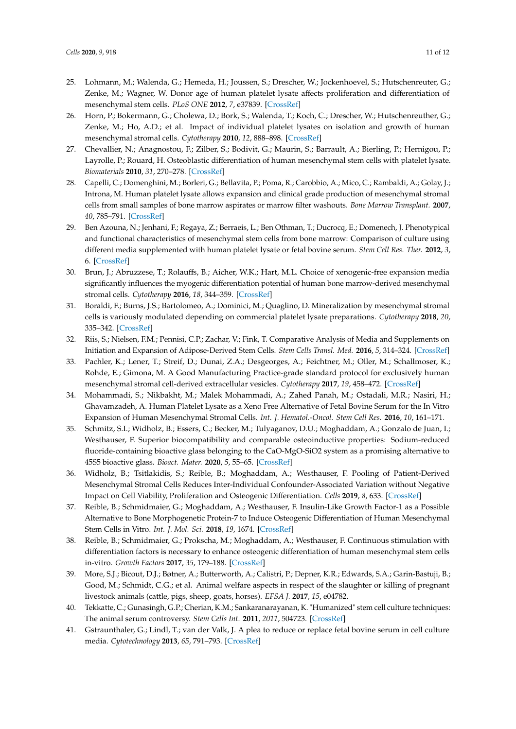25. Lohmann, M.; Walenda, G.; Hemeda, H.; Joussen, S.; Drescher, W.; Jockenhoevel, S.; Hutschenreuter, G.; Zenke, M.; Wagner, W. Donor age of human platelet lysate affects proliferation and differentiation of mesenchymal stem cells. *PLoS ONE* **2012**, *7*, e37839. [CrossRef]
26. Horn, P.; Bokermann, G.; Cholewa, D.; Bork, S.; Walenda, T.; Koch, C.; Drescher, W.; Hutschenreuther, G.; Zenke, M.; Ho, A.D.; et al. Impact of individual platelet lysates on isolation and growth of human mesenchymal stromal cells. *Cytotherapy* **2010**, *12*, 888–898. [CrossRef]
27. Chevallier, N.; Anagnostou, F.; Zilber, S.; Bodivit, G.; Maurin, S.; Barrault, A.; Bierling, P.; Hernigou, P.; Layrolle, P.; Rouard, H. Osteoblastic differentiation of human mesenchymal stem cells with platelet lysate. *Biomaterials* **2010**, *31*, 270–278. [CrossRef]
28. Capelli, C.; Domenghini, M.; Borleri, G.; Bellavita, P.; Poma, R.; Carobbio, A.; Mico, C.; Rambaldi, A.; Golay, J.; Introna, M. Human platelet lysate allows expansion and clinical grade production of mesenchymal stromal cells from small samples of bone marrow aspirates or marrow filter washouts. *Bone Marrow Transplant.* **2007**, *40*, 785–791. [CrossRef]
29. Ben Azouna, N.; Jenhani, F.; Regaya, Z.; Berraeis, L.; Ben Othman, T.; Ducrocq, E.; Domenech, J. Phenotypical and functional characteristics of mesenchymal stem cells from bone marrow: Comparison of culture using different media supplemented with human platelet lysate or fetal bovine serum. *Stem Cell Res. Ther.* **2012**, *3*, 6. [CrossRef]
30. Brun, J.; Abruzzese, T.; Rolauffs, B.; Aicher, W.K.; Hart, M.L. Choice of xenogenic-free expansion media significantly influences the myogenic differentiation potential of human bone marrow-derived mesenchymal stromal cells. *Cytotherapy* **2016**, *18*, 344–359. [CrossRef]
31. Boraldi, F.; Burns, J.S.; Bartolomeo, A.; Dominici, M.; Quaglino, D. Mineralization by mesenchymal stromal cells is variously modulated depending on commercial platelet lysate preparations. *Cytotherapy* **2018**, *20*, 335–342. [CrossRef]
32. Riis, S.; Nielsen, F.M.; Pennisi, C.P.; Zachar, V.; Fink, T. Comparative Analysis of Media and Supplements on Initiation and Expansion of Adipose-Derived Stem Cells. *Stem Cells Transl. Med.* **2016**, *5*, 314–324. [CrossRef]
33. Pachler, K.; Lener, T.; Streif, D.; Dunai, Z.A.; Desgeorges, A.; Feichtner, M.; Oller, M.; Schallmoser, K.; Rohde, E.; Gimona, M. A Good Manufacturing Practice-grade standard protocol for exclusively human mesenchymal stromal cell-derived extracellular vesicles. *Cytotherapy* **2017**, *19*, 458–472. [CrossRef]
34. Mohammadi, S.; Nikbakht, M.; Malek Mohammadi, A.; Zahed Panah, M.; Ostadali, M.R.; Nasiri, H.; Ghavamzadeh, A. Human Platelet Lysate as a Xeno Free Alternative of Fetal Bovine Serum for the In Vitro Expansion of Human Mesenchymal Stromal Cells. *Int. J. Hematol.-Oncol. Stem Cell Res.* **2016**, *10*, 161–171.
35. Schmitz, S.I.; Widholz, B.; Essers, C.; Becker, M.; Tulyaganov, D.U.; Moghaddam, A.; Gonzalo de Juan, I.; Westhauser, F. Superior biocompatibility and comparable osteoinductive properties: Sodium-reduced fluoride-containing bioactive glass belonging to the CaO-MgO-SiO2 system as a promising alternative to 45S5 bioactive glass. *Bioact. Mater.* **2020**, *5*, 55–65. [CrossRef]
36. Widholz, B.; Tsitlakidis, S.; Reible, B.; Moghaddam, A.; Westhauser, F. Pooling of Patient-Derived Mesenchymal Stromal Cells Reduces Inter-Individual Confounder-Associated Variation without Negative Impact on Cell Viability, Proliferation and Osteogenic Differentiation. *Cells* **2019**, *8*, 633. [CrossRef]
37. Reible, B.; Schmidmaier, G.; Moghaddam, A.; Westhauser, F. Insulin-Like Growth Factor-1 as a Possible Alternative to Bone Morphogenetic Protein-7 to Induce Osteogenic Differentiation of Human Mesenchymal Stem Cells in Vitro. *Int. J. Mol. Sci.* **2018**, *19*, 1674. [CrossRef]
38. Reible, B.; Schmidmaier, G.; Prokscha, M.; Moghaddam, A.; Westhauser, F. Continuous stimulation with differentiation factors is necessary to enhance osteogenic differentiation of human mesenchymal stem cells in-vitro. *Growth Factors* **2017**, *35*, 179–188. [CrossRef]
39. More, S.J.; Bicout, D.J.; Bøtner, A.; Butterworth, A.; Calistri, P.; Depner, K.R.; Edwards, S.A.; Garin-Bastuji, B.; Good, M.; Schmidt, C.G.; et al. Animal welfare aspects in respect of the slaughter or killing of pregnant livestock animals (cattle, pigs, sheep, goats, horses). *EFSA J.* **2017**, *15*, e04782.
40. Tekkatte, C.; Gunasingh, G.P.; Cherian, K.M.; Sankaranarayanan, K. "Humanized" stem cell culture techniques: The animal serum controversy. *Stem Cells Int.* **2011**, *2011*, 504723. [CrossRef]
41. Gstraunthaler, G.; Lindl, T.; van der Valk, J. A plea to reduce or replace fetal bovine serum in cell culture media. *Cytotechnology* **2013**, *65*, 791–793. [CrossRef]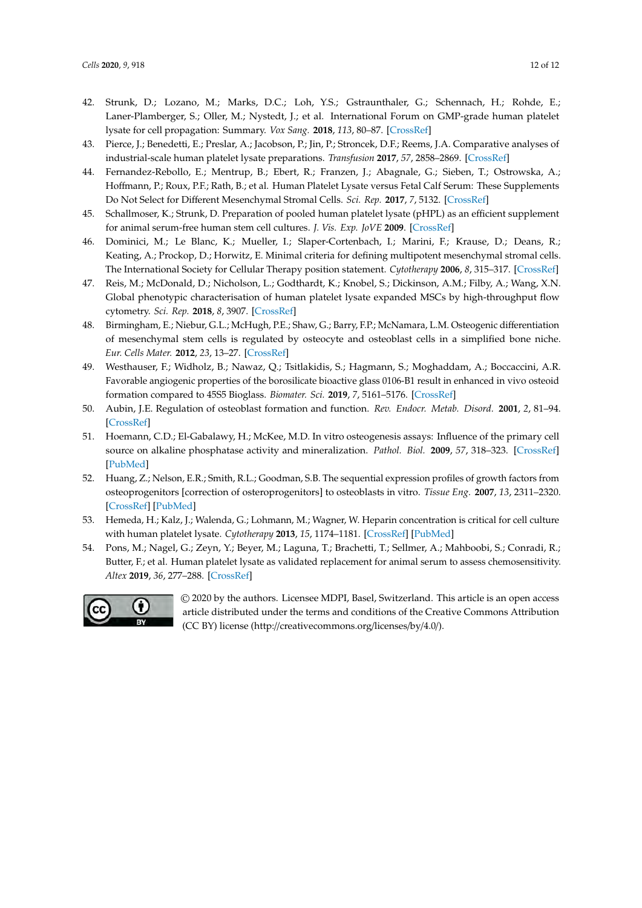42. Strunk, D.; Lozano, M.; Marks, D.C.; Loh, Y.S.; Gstraunthaler, G.; Schennach, H.; Rohde, E.; Laner-Plamberger, S.; Oller, M.; Nystedt, J.; et al. International Forum on GMP-grade human platelet lysate for cell propagation: Summary. *Vox Sang.* **2018**, *113*, 80–87. [CrossRef]
43. Pierce, J.; Benedetti, E.; Preslar, A.; Jacobson, P.; Jin, P.; Stroncek, D.F.; Reems, J.A. Comparative analyses of industrial-scale human platelet lysate preparations. *Transfusion* **2017**, *57*, 2858–2869. [CrossRef]
44. Fernandez-Rebollo, E.; Mentrup, B.; Ebert, R.; Franzen, J.; Abagnale, G.; Sieben, T.; Ostrowska, A.; Hoffmann, P.; Roux, P.F.; Rath, B.; et al. Human Platelet Lysate versus Fetal Calf Serum: These Supplements Do Not Select for Different Mesenchymal Stromal Cells. *Sci. Rep.* **2017**, *7*, 5132. [CrossRef]
45. Schallmoser, K.; Strunk, D. Preparation of pooled human platelet lysate (pHPL) as an efficient supplement for animal serum-free human stem cell cultures. *J. Vis. Exp. JoVE* **2009**. [CrossRef]
46. Dominici, M.; Le Blanc, K.; Mueller, I.; Slaper-Cortenbach, I.; Marini, F.; Krause, D.; Deans, R.; Keating, A.; Prockop, D.; Horwitz, E. Minimal criteria for defining multipotent mesenchymal stromal cells. The International Society for Cellular Therapy position statement. *Cytotherapy* **2006**, *8*, 315–317. [CrossRef]
47. Reis, M.; McDonald, D.; Nicholson, L.; Godthardt, K.; Knobel, S.; Dickinson, A.M.; Filby, A.; Wang, X.N. Global phenotypic characterisation of human platelet lysate expanded MSCs by high-throughput flow cytometry. *Sci. Rep.* **2018**, *8*, 3907. [CrossRef]
48. Birmingham, E.; Niebur, G.L.; McHugh, P.E.; Shaw, G.; Barry, F.P.; McNamara, L.M. Osteogenic differentiation of mesenchymal stem cells is regulated by osteocyte and osteoblast cells in a simplified bone niche. *Eur. Cells Mater.* **2012**, *23*, 13–27. [CrossRef]
49. Westhauser, F.; Widholz, B.; Nawaz, Q.; Tsitlakidis, S.; Hagmann, S.; Moghaddam, A.; Boccaccini, A.R. Favorable angiogenic properties of the borosilicate bioactive glass 0106-B1 result in enhanced in vivo osteoid formation compared to 45S5 Bioglass. *Biomater. Sci.* **2019**, *7*, 5161–5176. [CrossRef]
50. Aubin, J.E. Regulation of osteoblast formation and function. *Rev. Endocr. Metab. Disord.* **2001**, *2*, 81–94. [CrossRef]
51. Hoemann, C.D.; El-Gabalawy, H.; McKee, M.D. In vitro osteogenesis assays: Influence of the primary cell source on alkaline phosphatase activity and mineralization. *Pathol. Biol.* **2009**, *57*, 318–323. [CrossRef] [PubMed]
52. Huang, Z.; Nelson, E.R.; Smith, R.L.; Goodman, S.B. The sequential expression profiles of growth factors from osteoprogenitors [correction of osteroprogenitors] to osteoblasts in vitro. *Tissue Eng.* **2007**, *13*, 2311–2320. [CrossRef] [PubMed]
53. Hemeda, H.; Kalz, J.; Walenda, G.; Lohmann, M.; Wagner, W. Heparin concentration is critical for cell culture with human platelet lysate. *Cytotherapy* **2013**, *15*, 1174–1181. [CrossRef] [PubMed]
54. Pons, M.; Nagel, G.; Zeyn, Y.; Beyer, M.; Laguna, T.; Brachetti, T.; Sellmer, A.; Mahboobi, S.; Conradi, R.; Butter, F.; et al. Human platelet lysate as validated replacement for animal serum to assess chemosensitivity. *Altex* **2019**, *36*, 277–288. [CrossRef]

© 2020 by the authors. Licensee MDPI, Basel, Switzerland. This article is an open access article distributed under the terms and conditions of the Creative Commons Attribution (CC BY) license (http://creativecommons.org/licenses/by/4.0/).